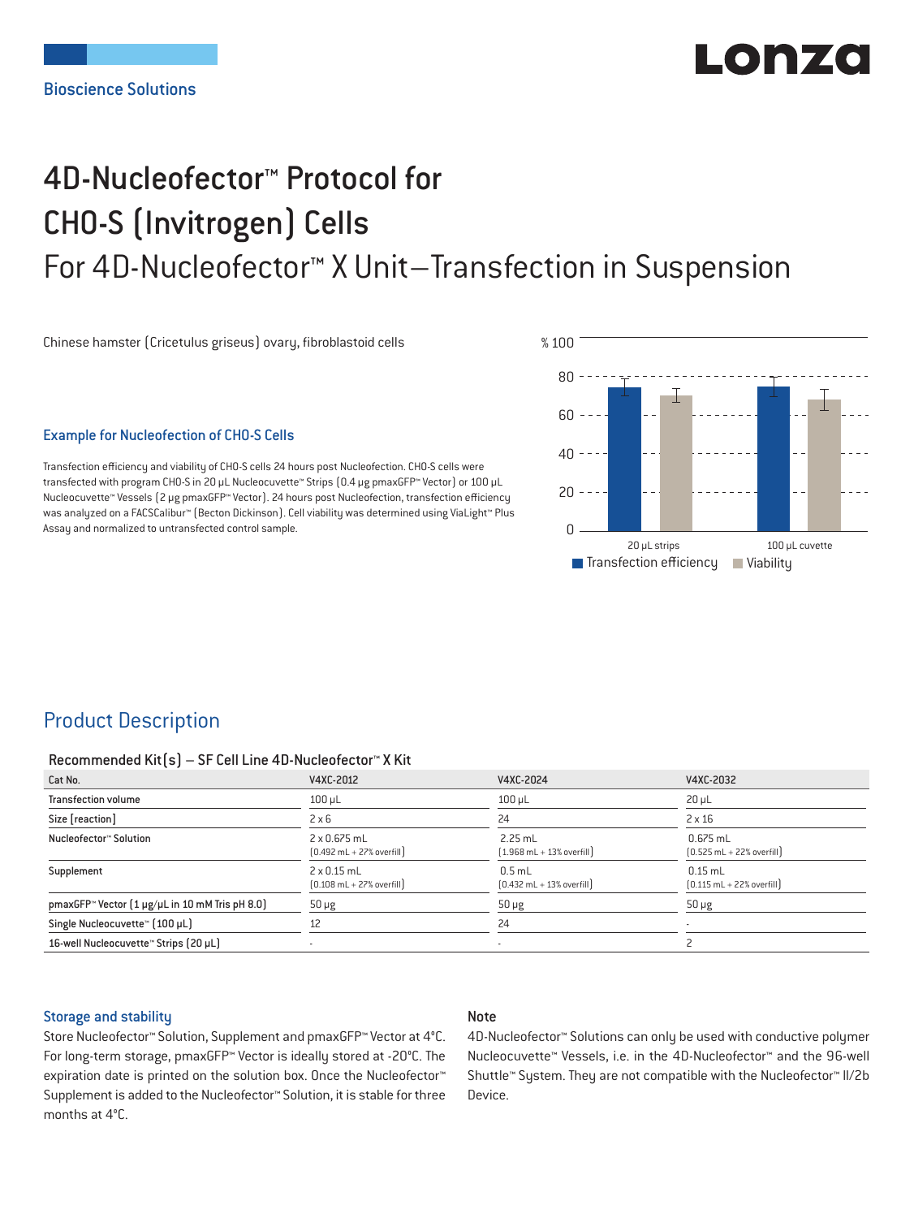Bioscience Solutions

# 4D-Nucleofector™ Protocol for CHO-S (Invitrogen) Cells

## For 4D-Nucleofector™ X Unit—Transfection in Suspension

Chinese hamster (Cricetulus griseus) ovary, fibroblastoid cells

### Example for Nucleofection of CHO-S Cells

Transfection efficiency and viability of CHO-S cells 24 hours post Nucleofection. CHO-S cells were transfected with program CHO-S in 20 µL Nucleocuvette™ Strips (0.4 µg pmaxGFP™ Vector) or 100 µL Nucleocuvette™ Vessels (2 µg pmaxGFP™ Vector). 24 hours post Nucleofection, transfection efficiency was analyzed on a FACSCalibur™ (Becton Dickinson). Cell viability was determined using ViaLight™ Plus Assay and normalized to untransfected control sample.

% 100, 80, 60, 40, 20, 0

20 µL strips | 100 µL cuvette

Transfection efficiency | Viability

## Product Description

### Recommended Kit(s) – SF Cell Line 4D-Nucleofector™ X Kit

| Cat No. | V4XC-2012 | V4XC-2024 | V4XC-2032 |
|---|---|---|---|
| Transfection volume | 100 µL | 100 µL | 20 µL |
| Size [reaction] | 2 x 6 | 24 | 2 x 16 |
| Nucleofector™ Solution | 2 x 0.675 mL (0.492 mL + 27% overfill) | 2.25 mL (1.968 mL + 13% overfill) | 0.675 mL (0.525 mL + 22% overfill) |
| Supplement | 2 x 0.15 mL (0.108 mL + 27% overfill) | 0.5 mL (0.432 mL + 13% overfill) | 0.15 mL (0.115 mL + 22% overfill) |
| pmaxGFP™ Vector (1 µg/µL in 10 mM Tris pH 8.0) | 50 µg | 50 µg | 50 µg |
| Single Nucleocuvette™ (100 µL) | 12 | 24 | - |
| 16-well Nucleocuvette™ Strips (20 µL) | - | - | 2 |

### Storage and stability

Store Nucleofector™ Solution, Supplement and pmaxGFP™ Vector at 4°C. For long-term storage, pmaxGFP™ Vector is ideally stored at -20°C. The expiration date is printed on the solution box. Once the Nucleofector™ Supplement is added to the Nucleofector™ Solution, it is stable for three months at 4°C.

### Note

4D-Nucleofector™ Solutions can only be used with conductive polymer Nucleocuvette™ Vessels, i.e. in the 4D-Nucleofector™ and the 96-well Shuttle™ System. They are not compatible with the Nucleofector™ II/2b Device.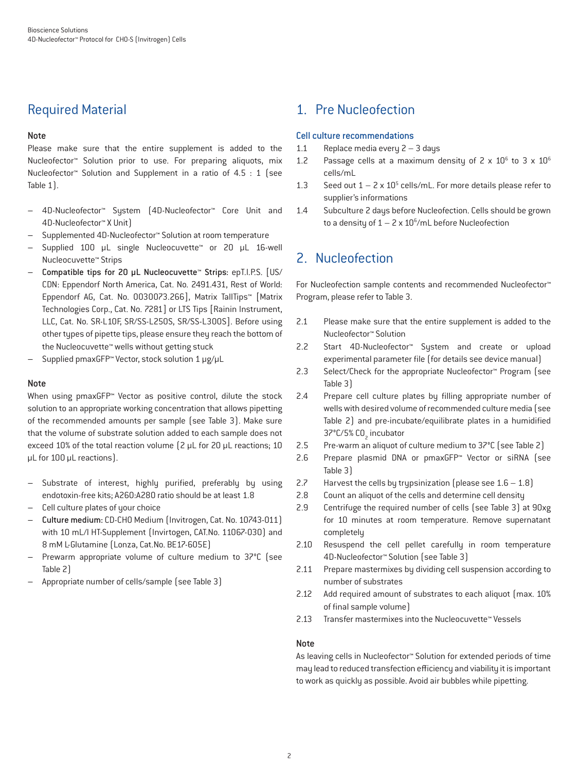## Required Material

### Note

Please make sure that the entire supplement is added to the Nucleofector™ Solution prior to use. For preparing aliquots, mix Nucleofector™ Solution and Supplement in a ratio of 4.5 : 1 (see Table 1).

- 4D-Nucleofector™ System (4D-Nucleofector™ Core Unit and 4D-Nucleofector™ X Unit)
- Supplemented 4D-Nucleofector™ Solution at room temperature
- Supplied 100 µL single Nucleocuvette™ or 20 µL 16-well Nucleocuvette™ Strips
- **Compatible tips for 20 µL Nucleocuvette™ Strips:** epT.I.P.S. [US/CDN: Eppendorf North America, Cat. No. 2491.431, Rest of World: Eppendorf AG, Cat. No. 0030073.266], Matrix TallTips™ [Matrix Technologies Corp., Cat. No. 7281] or LTS Tips [Rainin Instrument, LLC, Cat. No. SR-L10F, SR/SS-L250S, SR/SS-L300S]. Before using other types of pipette tips, please ensure they reach the bottom of the Nucleocuvette™ wells without getting stuck
- Supplied pmaxGFP™ Vector, stock solution 1 µg/µL

### Note

When using pmaxGFP™ Vector as positive control, dilute the stock solution to an appropriate working concentration that allows pipetting of the recommended amounts per sample (see Table 3). Make sure that the volume of substrate solution added to each sample does not exceed 10% of the total reaction volume (2 µL for 20 µL reactions; 10 µL for 100 µL reactions).

- Substrate of interest, highly purified, preferably by using endotoxin-free kits; A260:A280 ratio should be at least 1.8
- Cell culture plates of your choice
- **Culture medium:** CD-CHO Medium (Invitrogen, Cat. No. 10743-011) with 10 mL/l HT-Supplement (Invirtogen, CAT.No. 11067-030) and 8 mM L-Glutamine (Lonza, Cat.No. BE17-605E)
- Prewarm appropriate volume of culture medium to 37°C (see Table 2)
- Appropriate number of cells/sample (see Table 3)

## 1. Pre Nucleofection

### Cell culture recommendations

1.1 Replace media every 2 – 3 days

1.2 Passage cells at a maximum density of 2 x $10^6$ to 3 x $10^6$ cells/mL

1.3 Seed out 1 – 2 x $10^5$ cells/mL. For more details please refer to supplier's informations

1.4 Subculture 2 days before Nucleofection. Cells should be grown to a density of 1 – 2 x $10^6$/mL before Nucleofection

## 2. Nucleofection

For Nucleofection sample contents and recommended Nucleofector™ Program, please refer to Table 3.

2.1 Please make sure that the entire supplement is added to the Nucleofector™ Solution

2.2 Start 4D-Nucleofector™ System and create or upload experimental parameter file (for details see device manual)

2.3 Select/Check for the appropriate Nucleofector™ Program (see Table 3)

2.4 Prepare cell culture plates by filling appropriate number of wells with desired volume of recommended culture media (see Table 2) and pre-incubate/equilibrate plates in a humidified 37°C/5% $CO_2$ incubator

2.5 Pre-warm an aliquot of culture medium to 37°C (see Table 2)

2.6 Prepare plasmid DNA or pmaxGFP™ Vector or siRNA (see Table 3)

2.7 Harvest the cells by trypsinization (please see 1.6 – 1.8)

2.8 Count an aliquot of the cells and determine cell density

2.9 Centrifuge the required number of cells (see Table 3) at 90xg for 10 minutes at room temperature. Remove supernatant completely

2.10 Resuspend the cell pellet carefully in room temperature 4D-Nucleofector™ Solution (see Table 3)

2.11 Prepare mastermixes by dividing cell suspension according to number of substrates

2.12 Add required amount of substrates to each aliquot (max. 10% of final sample volume)

2.13 Transfer mastermixes into the Nucleocuvette™ Vessels

### Note

As leaving cells in Nucleofector™ Solution for extended periods of time may lead to reduced transfection efficiency and viability it is important to work as quickly as possible. Avoid air bubbles while pipetting.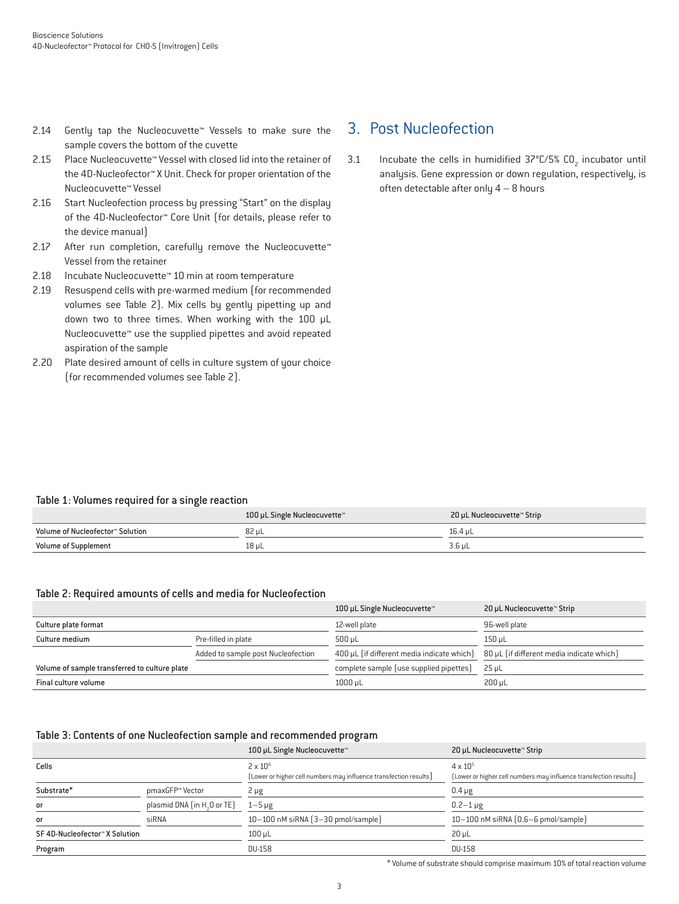2.14 Gently tap the Nucleocuvette™ Vessels to make sure the sample covers the bottom of the cuvette

2.15 Place Nucleocuvette™ Vessel with closed lid into the retainer of the 4D-Nucleofector™ X Unit. Check for proper orientation of the Nucleocuvette™ Vessel

2.16 Start Nucleofection process by pressing "Start" on the display of the 4D-Nucleofector™ Core Unit (for details, please refer to the device manual)

2.17 After run completion, carefully remove the Nucleocuvette™ Vessel from the retainer

2.18 Incubate Nucleocuvette™ 10 min at room temperature

2.19 Resuspend cells with pre-warmed medium (for recommended volumes see Table 2). Mix cells by gently pipetting up and down two to three times. When working with the 100 µL Nucleocuvette™ use the supplied pipettes and avoid repeated aspiration of the sample

2.20 Plate desired amount of cells in culture system of your choice (for recommended volumes see Table 2).

## 3. Post Nucleofection

3.1 Incubate the cells in humidified 37°C/5% $CO_2$ incubator until analysis. Gene expression or down regulation, respectively, is often detectable after only 4 – 8 hours

### Table 1: Volumes required for a single reaction

| | 100 µL Single Nucleocuvette™ | 20 µL Nucleocuvette™ Strip |
|---|---|---|
| Volume of Nucleofector™ Solution | 82 µL | 16.4 µL |
| Volume of Supplement | 18 µL | 3.6 µL |

### Table 2: Required amounts of cells and media for Nucleofection

| | | 100 µL Single Nucleocuvette™ | 20 µL Nucleocuvette™ Strip |
|---|---|---|---|
| Culture plate format | | 12-well plate | 96-well plate |
| Culture medium | Pre-filled in plate | 500 µL | 150 µL |
| | Added to sample post Nucleofection | 400 µL (if different media indicate which) | 80 µL (if different media indicate which) |
| Volume of sample transferred to culture plate | | complete sample (use supplied pipettes) | 25 µL |
| Final culture volume | | 1000 µL | 200 µL |

### Table 3: Contents of one Nucleofection sample and recommended program

| | | 100 µL Single Nucleocuvette™ | 20 µL Nucleocuvette™ Strip |
|---|---|---|---|
| Cells | | $2 \times 10^6$ (Lower or higher cell numbers may influence transfection results) | $4 \times 10^5$ (Lower or higher cell numbers may influence transfection results) |
| Substrate* | pmaxGFP™ Vector | 2 µg | 0.4 µg |
| or | plasmid DNA (in $H_2O$ or TE) | 1–5 µg | 0.2–1 µg |
| or | siRNA | 10–100 nM siRNA (3–30 pmol/sample) | 10–100 nM siRNA (0.6–6 pmol/sample) |
| SF 4D-Nucleofector™ X Solution | | 100 µL | 20 µL |
| Program | | DU-158 | DU-158 |

* Volume of substrate should comprise maximum 10% of total reaction volume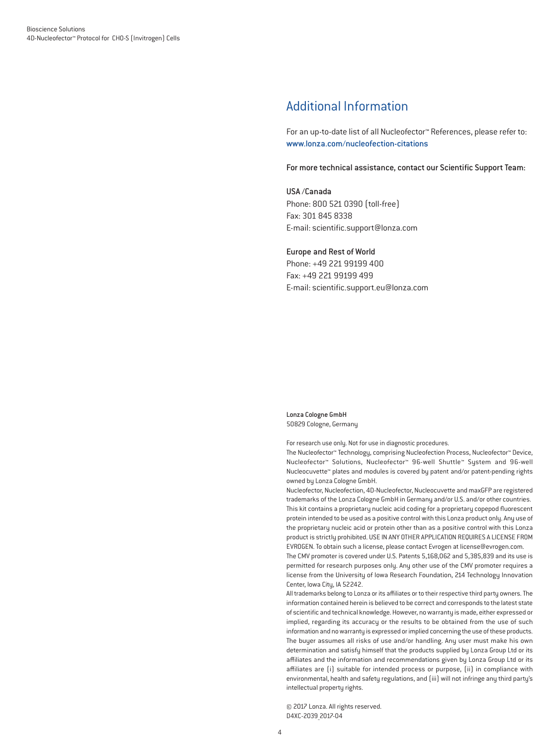## Additional Information

For an up-to-date list of all Nucleofector™ References, please refer to:
**www.lonza.com/nucleofection-citations**

**For more technical assistance, contact our Scientific Support Team:**

**USA /Canada**
Phone: 800 521 0390 (toll-free)
Fax: 301 845 8338
E-mail: scientific.support@lonza.com

**Europe and Rest of World**
Phone: +49 221 99199 400
Fax: +49 221 99199 499
E-mail: scientific.support.eu@lonza.com

**Lonza Cologne GmbH**
50829 Cologne, Germany

For research use only. Not for use in diagnostic procedures.
The Nucleofector™ Technology, comprising Nucleofection Process, Nucleofector™ Device, Nucleofector™ Solutions, Nucleofector™ 96-well Shuttle™ System and 96-well Nucleocuvette™ plates and modules is covered by patent and/or patent-pending rights owned by Lonza Cologne GmbH.
Nucleofector, Nucleofection, 4D-Nucleofector, Nucleocuvette and maxGFP are registered trademarks of the Lonza Cologne GmbH in Germany and/or U.S. and/or other countries.
This kit contains a proprietary nucleic acid coding for a proprietary copepod fluorescent protein intended to be used as a positive control with this Lonza product only. Any use of the proprietary nucleic acid or protein other than as a positive control with this Lonza product is strictly prohibited. USE IN ANY OTHER APPLICATION REQUIRES A LICENSE FROM EVROGEN. To obtain such a license, please contact Evrogen at license@evrogen.com.
The CMV promoter is covered under U.S. Patents 5,168,062 and 5,385,839 and its use is permitted for research purposes only. Any other use of the CMV promoter requires a license from the University of Iowa Research Foundation, 214 Technology Innovation Center, Iowa City, IA 52242.
All trademarks belong to Lonza or its affiliates or to their respective third party owners. The information contained herein is believed to be correct and corresponds to the latest state of scientific and technical knowledge. However, no warranty is made, either expressed or implied, regarding its accuracy or the results to be obtained from the use of such information and no warranty is expressed or implied concerning the use of these products. The buyer assumes all risks of use and/or handling. Any user must make his own determination and satisfy himself that the products supplied by Lonza Group Ltd or its affiliates and the information and recommendations given by Lonza Group Ltd or its affiliates are (i) suitable for intended process or purpose, (ii) in compliance with environmental, health and safety regulations, and (iii) will not infringe any third party's intellectual property rights.

© 2017 Lonza. All rights reserved.
D4XC-2039_2017-04